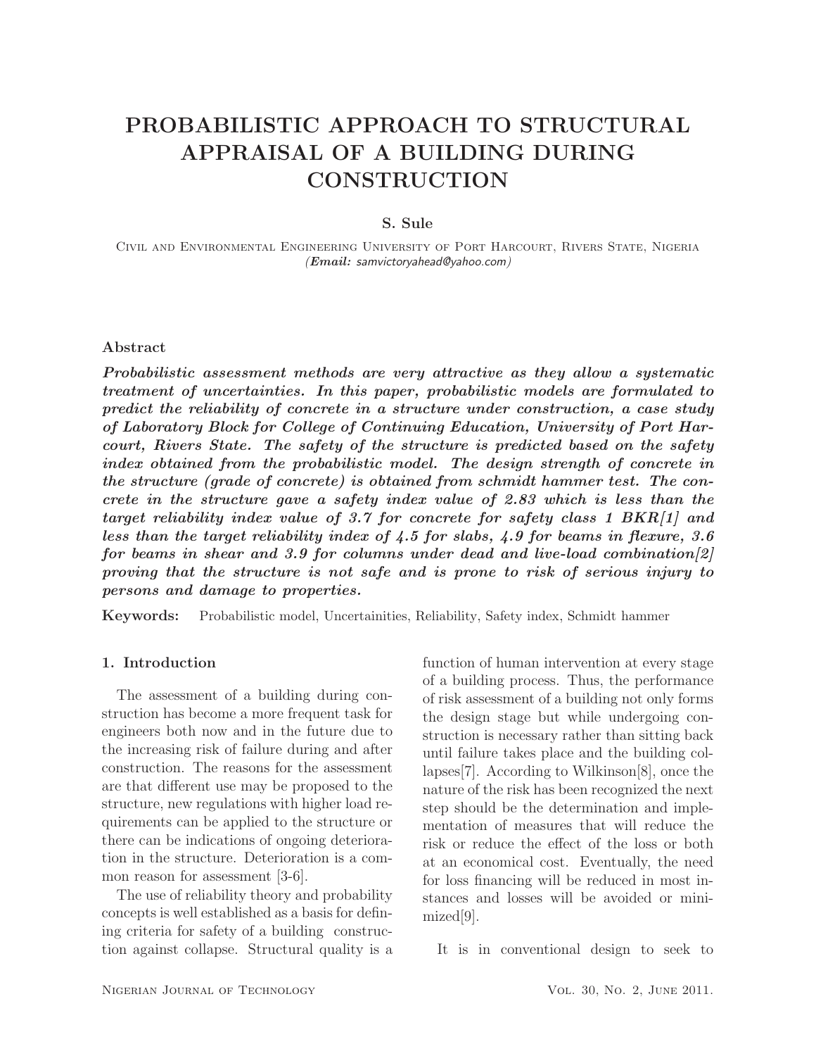# PROBABILISTIC APPROACH TO STRUCTURAL APPRAISAL OF A BUILDING DURING CONSTRUCTION

**S. Sule**

Civil and Environmental Engineering University of Port Harcourt, Rivers State, Nigeria
*(**Email:** samvictoryahead@yahoo.com)*

## Abstract

***Probabilistic assessment methods are very attractive as they allow a systematic treatment of uncertainties. In this paper, probabilistic models are formulated to predict the reliability of concrete in a structure under construction, a case study of Laboratory Block for College of Continuing Education, University of Port Harcourt, Rivers State. The safety of the structure is predicted based on the safety index obtained from the probabilistic model. The design strength of concrete in the structure (grade of concrete) is obtained from schmidt hammer test. The concrete in the structure gave a safety index value of 2.83 which is less than the target reliability index value of 3.7 for concrete for safety class 1 BKR[1] and less than the target reliability index of 4.5 for slabs, 4.9 for beams in flexure, 3.6 for beams in shear and 3.9 for columns under dead and live-load combination[2] proving that the structure is not safe and is prone to risk of serious injury to persons and damage to properties.***

**Keywords:** Probabilistic model, Uncertainities, Reliability, Safety index, Schmidt hammer

## 1. Introduction

The assessment of a building during construction has become a more frequent task for engineers both now and in the future due to the increasing risk of failure during and after construction. The reasons for the assessment are that different use may be proposed to the structure, new regulations with higher load requirements can be applied to the structure or there can be indications of ongoing deterioration in the structure. Deterioration is a common reason for assessment [3-6].

The use of reliability theory and probability concepts is well established as a basis for defining criteria for safety of a building construction against collapse. Structural quality is a function of human intervention at every stage of a building process. Thus, the performance of risk assessment of a building not only forms the design stage but while undergoing construction is necessary rather than sitting back until failure takes place and the building collapses[7]. According to Wilkinson[8], once the nature of the risk has been recognized the next step should be the determination and implementation of measures that will reduce the risk or reduce the effect of the loss or both at an economical cost. Eventually, the need for loss financing will be reduced in most instances and losses will be avoided or minimized[9].

It is in conventional design to seek to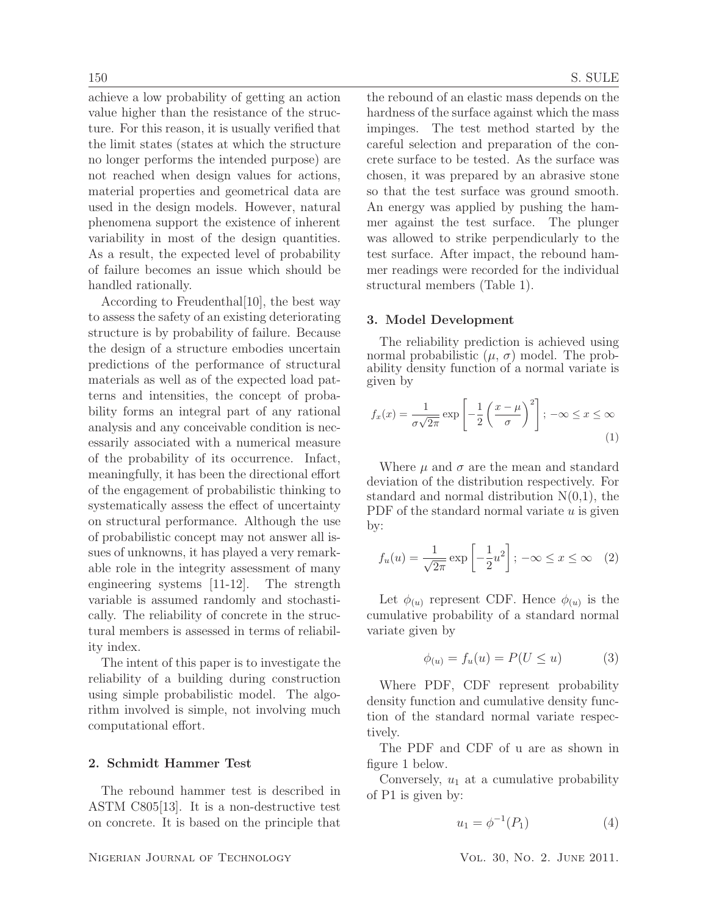achieve a low probability of getting an action value higher than the resistance of the structure. For this reason, it is usually verified that the limit states (states at which the structure no longer performs the intended purpose) are not reached when design values for actions, material properties and geometrical data are used in the design models. However, natural phenomena support the existence of inherent variability in most of the design quantities. As a result, the expected level of probability of failure becomes an issue which should be handled rationally.

According to Freudenthal[10], the best way to assess the safety of an existing deteriorating structure is by probability of failure. Because the design of a structure embodies uncertain predictions of the performance of structural materials as well as of the expected load patterns and intensities, the concept of probability forms an integral part of any rational analysis and any conceivable condition is necessarily associated with a numerical measure of the probability of its occurrence. Infact, meaningfully, it has been the directional effort of the engagement of probabilistic thinking to systematically assess the effect of uncertainty on structural performance. Although the use of probabilistic concept may not answer all issues of unknowns, it has played a very remarkable role in the integrity assessment of many engineering systems [11-12]. The strength variable is assumed randomly and stochastically. The reliability of concrete in the structural members is assessed in terms of reliability index.

The intent of this paper is to investigate the reliability of a building during construction using simple probabilistic model. The algorithm involved is simple, not involving much computational effort.

## 2. Schmidt Hammer Test

The rebound hammer test is described in ASTM C805[13]. It is a non-destructive test on concrete. It is based on the principle that the rebound of an elastic mass depends on the hardness of the surface against which the mass impinges. The test method started by the careful selection and preparation of the concrete surface to be tested. As the surface was chosen, it was prepared by an abrasive stone so that the test surface was ground smooth. An energy was applied by pushing the hammer against the test surface. The plunger was allowed to strike perpendicularly to the test surface. After impact, the rebound hammer readings were recorded for the individual structural members (Table 1).

## 3. Model Development

The reliability prediction is achieved using normal probabilistic ($\mu$, $\sigma$) model. The probability density function of a normal variate is given by

$$f_x(x) = \frac{1}{\sigma\sqrt{2\pi}} \exp\left[-\frac{1}{2}\left(\frac{x-\mu}{\sigma}\right)^2\right];\ -\infty \leq x \leq \infty \quad (1)$$

Where $\mu$ and $\sigma$ are the mean and standard deviation of the distribution respectively. For standard and normal distribution N(0,1), the PDF of the standard normal variate $u$ is given by:

$$f_u(u) = \frac{1}{\sqrt{2\pi}} \exp\left[-\frac{1}{2}u^2\right];\ -\infty \leq x \leq \infty \quad (2)$$

Let $\phi_{(u)}$ represent CDF. Hence $\phi_{(u)}$ is the cumulative probability of a standard normal variate given by

$$\phi_{(u)} = f_u(u) = P(U \leq u) \quad (3)$$

Where PDF, CDF represent probability density function and cumulative density function of the standard normal variate respectively.

The PDF and CDF of u are as shown in figure 1 below.

Conversely, $u_1$ at a cumulative probability of P1 is given by:

$$u_1 = \phi^{-1}(P_1) \quad (4)$$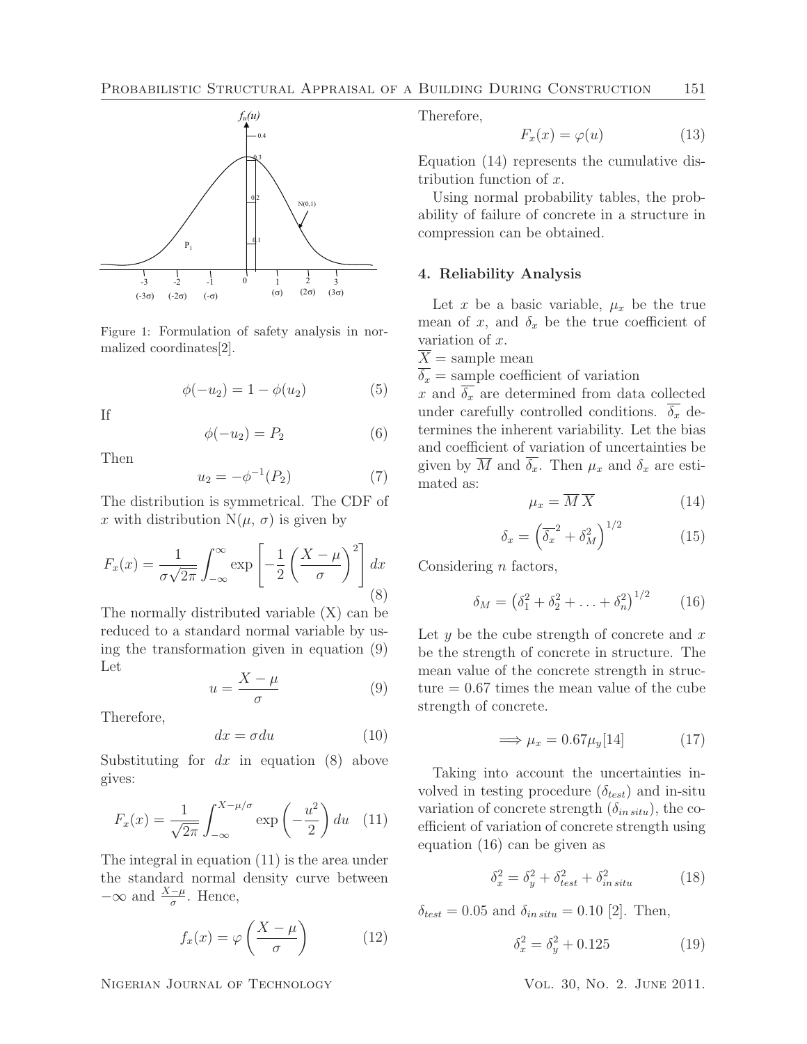Figure 1: Formulation of safety analysis in normalized coordinates[2].

$$\phi(-u_2) = 1 - \phi(u_2) \tag{5}$$

If

$$\phi(-u_2) = P_2 \tag{6}$$

Then

$$u_2 = -\phi^{-1}(P_2) \tag{7}$$

The distribution is symmetrical. The CDF of $x$ with distribution N($\mu$, $\sigma$) is given by

$$F_x(x) = \frac{1}{\sigma\sqrt{2\pi}} \int_{-\infty}^{\infty} \exp\left[-\frac{1}{2}\left(\frac{X-\mu}{\sigma}\right)^2\right] dx \tag{8}$$

The normally distributed variable (X) can be reduced to a standard normal variable by using the transformation given in equation (9)
Let

$$u = \frac{X-\mu}{\sigma} \tag{9}$$

Therefore,

$$dx = \sigma du \tag{10}$$

Substituting for $dx$ in equation (8) above gives:

$$F_x(x) = \frac{1}{\sqrt{2\pi}} \int_{-\infty}^{X-\mu/\sigma} \exp\left(-\frac{u^2}{2}\right) du \tag{11}$$

The integral in equation (11) is the area under the standard normal density curve between $-\infty$ and $\frac{X-\mu}{\sigma}$. Hence,

$$f_x(x) = \varphi\left(\frac{X-\mu}{\sigma}\right) \tag{12}$$

Therefore,

$$F_x(x) = \varphi(u) \tag{13}$$

Equation (14) represents the cumulative distribution function of $x$.

Using normal probability tables, the probability of failure of concrete in a structure in compression can be obtained.

## 4. Reliability Analysis

Let $x$ be a basic variable, $\mu_x$ be the true mean of $x$, and $\delta_x$ be the true coefficient of variation of $x$.

$\overline{X}$ = sample mean

$\overline{\delta_x}$ = sample coefficient of variation

$x$ and $\overline{\delta_x}$ are determined from data collected under carefully controlled conditions. $\overline{\delta_x}$ determines the inherent variability. Let the bias and coefficient of variation of uncertainties be given by $\overline{M}$ and $\overline{\delta_x}$. Then $\mu_x$ and $\delta_x$ are estimated as:

$$\mu_x = \overline{M}\,\overline{X} \tag{14}$$

$$\delta_x = \left(\overline{\delta_x}^2 + \delta_M^2\right)^{1/2} \tag{15}$$

Considering $n$ factors,

$$\delta_M = \left(\delta_1^2 + \delta_2^2 + \ldots + \delta_n^2\right)^{1/2} \tag{16}$$

Let $y$ be the cube strength of concrete and $x$ be the strength of concrete in structure. The mean value of the concrete strength in structure = 0.67 times the mean value of the cube strength of concrete.

$$\Longrightarrow \mu_x = 0.67\mu_y[14] \tag{17}$$

Taking into account the uncertainties involved in testing procedure ($\delta_{test}$) and in-situ variation of concrete strength ($\delta_{in\,situ}$), the coefficient of variation of concrete strength using equation (16) can be given as

$$\delta_x^2 = \delta_y^2 + \delta_{test}^2 + \delta_{in\,situ}^2 \tag{18}$$

$\delta_{test} = 0.05$ and $\delta_{in\,situ} = 0.10$ [2]. Then,

$$\delta_x^2 = \delta_y^2 + 0.125 \tag{19}$$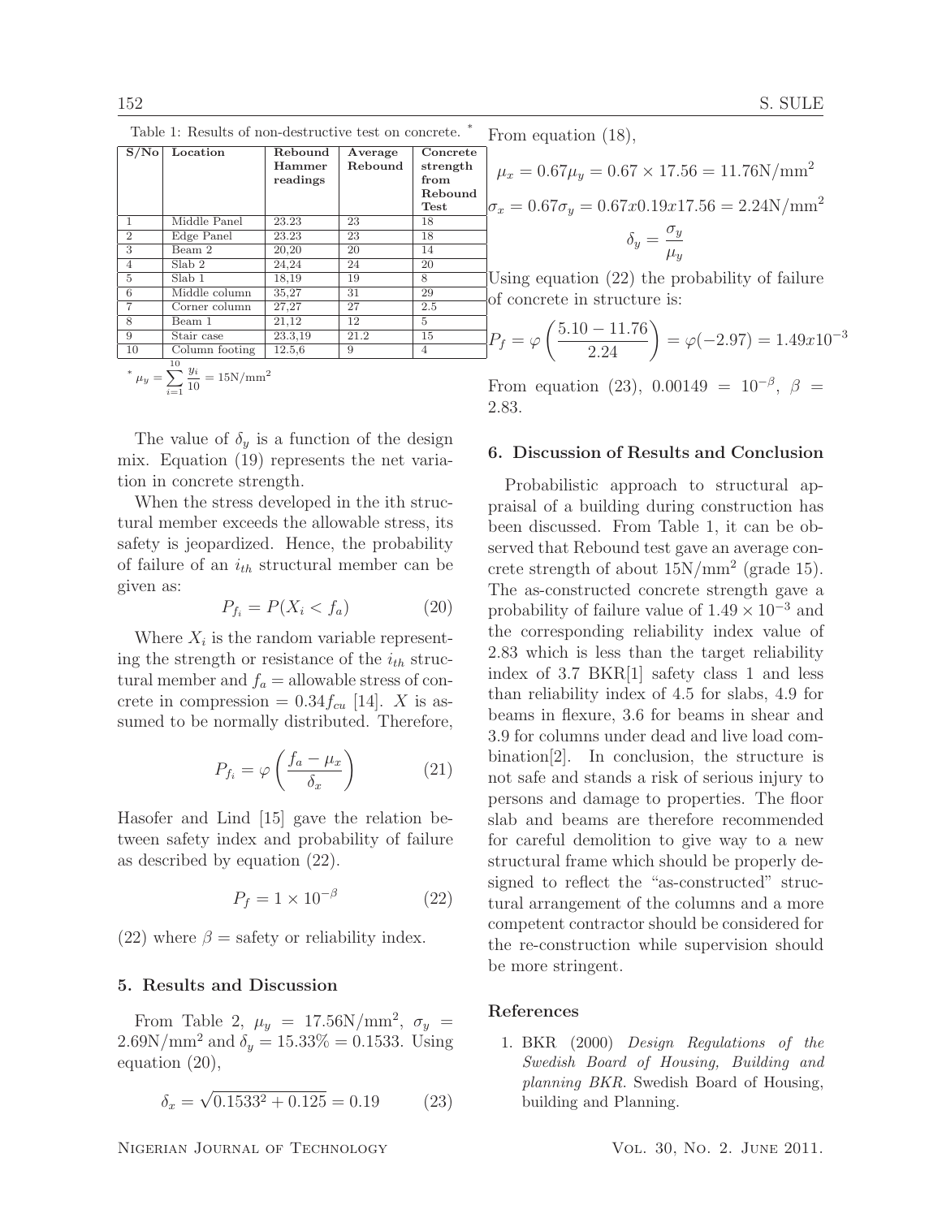Table 1: Results of non-destructive test on concrete. *

| S/No | Location | Rebound Hammer readings | Average Rebound | Concrete strength from Rebound Test |
|---|---|---|---|---|
| 1 | Middle Panel | 23.23 | 23 | 18 |
| 2 | Edge Panel | 23.23 | 23 | 18 |
| 3 | Beam 2 | 20,20 | 20 | 14 |
| 4 | Slab 2 | 24,24 | 24 | 20 |
| 5 | Slab 1 | 18,19 | 19 | 8 |
| 6 | Middle column | 35,27 | 31 | 29 |
| 7 | Corner column | 27,27 | 27 | 2.5 |
| 8 | Beam 1 | 21,12 | 12 | 5 |
| 9 | Stair case | 23.3,19 | 21.2 | 15 |
| 10 | Column footing | 12.5,6 | 9 | 4 |

* $\mu_y = \sum_{i=1}^{10} \frac{y_i}{10} = 15\text{N/mm}^2$

The value of $\delta_y$ is a function of the design mix. Equation (19) represents the net variation in concrete strength.

When the stress developed in the ith structural member exceeds the allowable stress, its safety is jeopardized. Hence, the probability of failure of an $i_{th}$ structural member can be given as:

$$P_{f_i} = P(X_i < f_a) \tag{20}$$

Where $X_i$ is the random variable representing the strength or resistance of the $i_{th}$ structural member and $f_a$ = allowable stress of concrete in compression = $0.34 f_{cu}$ [14]. $X$ is assumed to be normally distributed. Therefore,

$$P_{f_i} = \varphi\left(\frac{f_a - \mu_x}{\delta_x}\right) \tag{21}$$

Hasofer and Lind [15] gave the relation between safety index and probability of failure as described by equation (22).

$$P_f = 1 \times 10^{-\beta} \tag{22}$$

(22) where $\beta$ = safety or reliability index.

## 5. Results and Discussion

From Table 2, $\mu_y = 17.56\text{N/mm}^2$, $\sigma_y = 2.69\text{N/mm}^2$ and $\delta_y = 15.33\% = 0.1533$. Using equation (20),

$$\delta_x = \sqrt{0.1533^2 + 0.125} = 0.19 \tag{23}$$

From equation (18),

$$\mu_x = 0.67\mu_y = 0.67 \times 17.56 = 11.76\text{N/mm}^2$$

$$\sigma_x = 0.67\sigma_y = 0.67x0.19x17.56 = 2.24\text{N/mm}^2$$

$$\delta_y = \frac{\sigma_y}{\mu_y}$$

Using equation (22) the probability of failure of concrete in structure is:

$$P_f = \varphi\left(\frac{5.10 - 11.76}{2.24}\right) = \varphi(-2.97) = 1.49x10^{-3}$$

From equation (23), $0.00149 = 10^{-\beta}$, $\beta = 2.83$.

## 6. Discussion of Results and Conclusion

Probabilistic approach to structural appraisal of a building during construction has been discussed. From Table 1, it can be observed that Rebound test gave an average concrete strength of about $15\text{N/mm}^2$ (grade 15). The as-constructed concrete strength gave a probability of failure value of $1.49 \times 10^{-3}$ and the corresponding reliability index value of 2.83 which is less than the target reliability index of 3.7 BKR[1] safety class 1 and less than reliability index of 4.5 for slabs, 4.9 for beams in flexure, 3.6 for beams in shear and 3.9 for columns under dead and live load combination[2]. In conclusion, the structure is not safe and stands a risk of serious injury to persons and damage to properties. The floor slab and beams are therefore recommended for careful demolition to give way to a new structural frame which should be properly designed to reflect the "as-constructed" structural arrangement of the columns and a more competent contractor should be considered for the re-construction while supervision should be more stringent.

## References

1. BKR (2000) *Design Regulations of the Swedish Board of Housing, Building and planning BKR*. Swedish Board of Housing, building and Planning.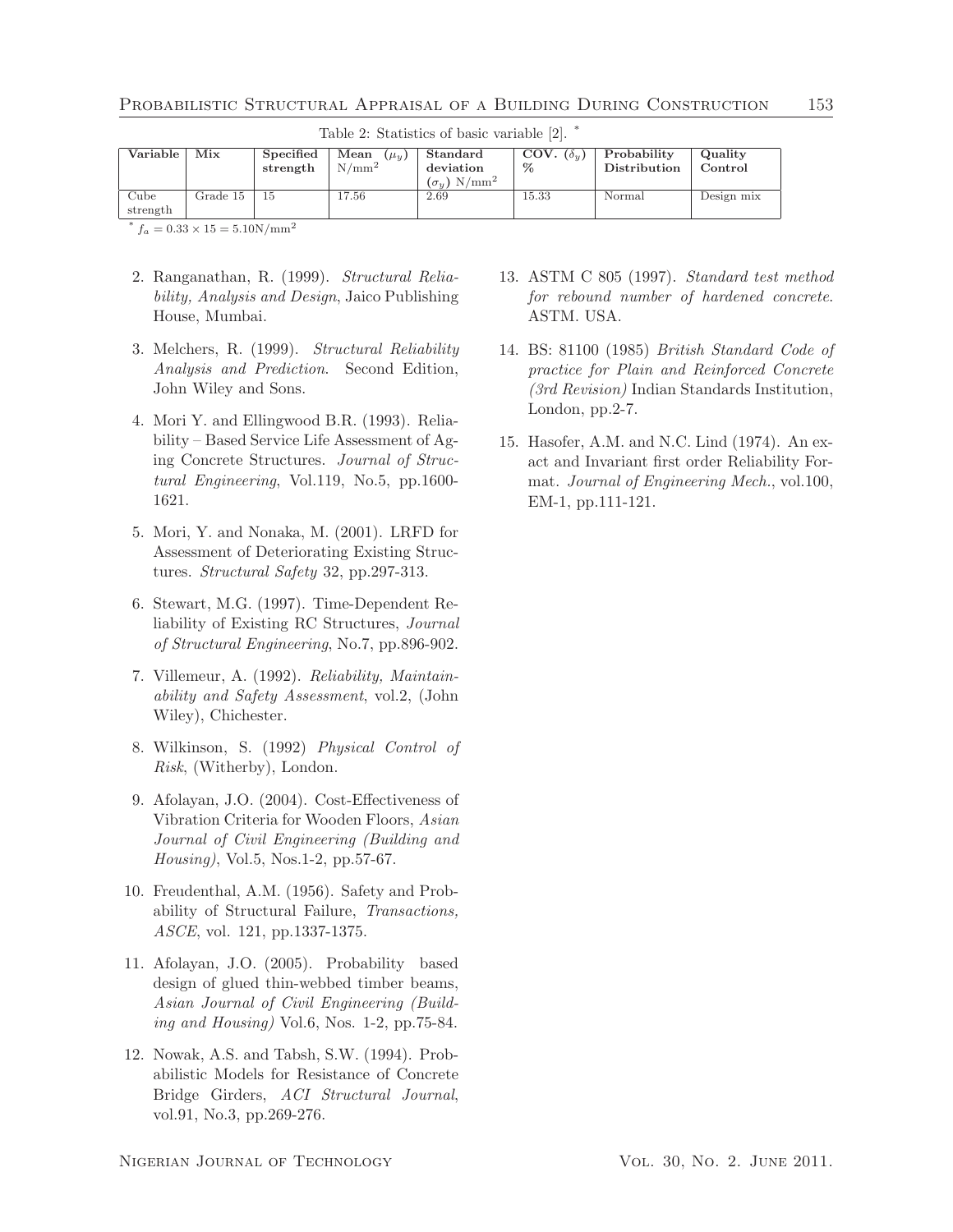Table 2: Statistics of basic variable [2]. *

| Variable | Mix | Specified strength | Mean ($\mu_y$) $\mathrm{N/mm^2}$ | Standard deviation ($\sigma_y$) $\mathrm{N/mm^2}$ | COV. ($\delta_y$) % | Probability Distribution | Quality Control |
|---|---|---|---|---|---|---|---|
| Cube strength | Grade 15 | 15 | 17.56 | 2.69 | 15.33 | Normal | Design mix |

* $f_a = 0.33 \times 15 = 5.10\mathrm{N/mm^2}$

2. Ranganathan, R. (1999). *Structural Reliability, Analysis and Design*, Jaico Publishing House, Mumbai.

3. Melchers, R. (1999). *Structural Reliability Analysis and Prediction*. Second Edition, John Wiley and Sons.

4. Mori Y. and Ellingwood B.R. (1993). Reliability – Based Service Life Assessment of Aging Concrete Structures. *Journal of Structural Engineering*, Vol.119, No.5, pp.1600-1621.

5. Mori, Y. and Nonaka, M. (2001). LRFD for Assessment of Deteriorating Existing Structures. *Structural Safety* 32, pp.297-313.

6. Stewart, M.G. (1997). Time-Dependent Reliability of Existing RC Structures, *Journal of Structural Engineering*, No.7, pp.896-902.

7. Villemeur, A. (1992). *Reliability, Maintainability and Safety Assessment*, vol.2, (John Wiley), Chichester.

8. Wilkinson, S. (1992) *Physical Control of Risk*, (Witherby), London.

9. Afolayan, J.O. (2004). Cost-Effectiveness of Vibration Criteria for Wooden Floors, *Asian Journal of Civil Engineering (Building and Housing)*, Vol.5, Nos.1-2, pp.57-67.

10. Freudenthal, A.M. (1956). Safety and Probability of Structural Failure, *Transactions, ASCE*, vol. 121, pp.1337-1375.

11. Afolayan, J.O. (2005). Probability based design of glued thin-webbed timber beams, *Asian Journal of Civil Engineering (Building and Housing)* Vol.6, Nos. 1-2, pp.75-84.

12. Nowak, A.S. and Tabsh, S.W. (1994). Probabilistic Models for Resistance of Concrete Bridge Girders, *ACI Structural Journal*, vol.91, No.3, pp.269-276.

13. ASTM C 805 (1997). *Standard test method for rebound number of hardened concrete.* ASTM. USA.

14. BS: 81100 (1985) *British Standard Code of practice for Plain and Reinforced Concrete (3rd Revision)* Indian Standards Institution, London, pp.2-7.

15. Hasofer, A.M. and N.C. Lind (1974). An exact and Invariant first order Reliability Format. *Journal of Engineering Mech.*, vol.100, EM-1, pp.111-121.